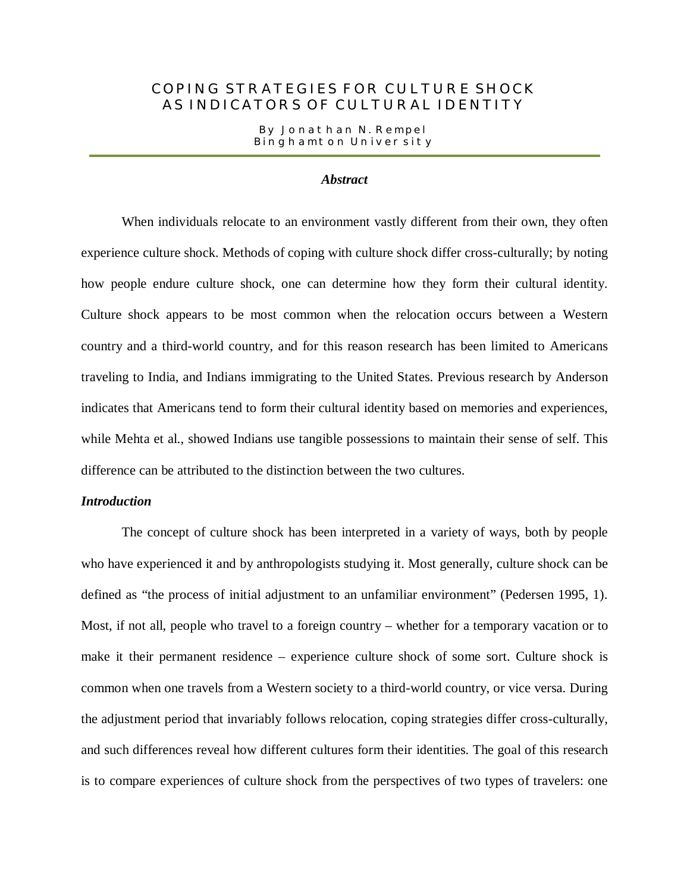# COPING STRATEGIES FOR CULTURE SHOCK AS INDICATORS OF CULTURAL IDENTITY

By Jonathan N. Rempel
Binghamton University

***Abstract***

When individuals relocate to an environment vastly different from their own, they often experience culture shock. Methods of coping with culture shock differ cross-culturally; by noting how people endure culture shock, one can determine how they form their cultural identity. Culture shock appears to be most common when the relocation occurs between a Western country and a third-world country, and for this reason research has been limited to Americans traveling to India, and Indians immigrating to the United States. Previous research by Anderson indicates that Americans tend to form their cultural identity based on memories and experiences, while Mehta et al., showed Indians use tangible possessions to maintain their sense of self. This difference can be attributed to the distinction between the two cultures.

## *Introduction*

The concept of culture shock has been interpreted in a variety of ways, both by people who have experienced it and by anthropologists studying it. Most generally, culture shock can be defined as "the process of initial adjustment to an unfamiliar environment" (Pedersen 1995, 1). Most, if not all, people who travel to a foreign country – whether for a temporary vacation or to make it their permanent residence – experience culture shock of some sort. Culture shock is common when one travels from a Western society to a third-world country, or vice versa. During the adjustment period that invariably follows relocation, coping strategies differ cross-culturally, and such differences reveal how different cultures form their identities. The goal of this research is to compare experiences of culture shock from the perspectives of two types of travelers: one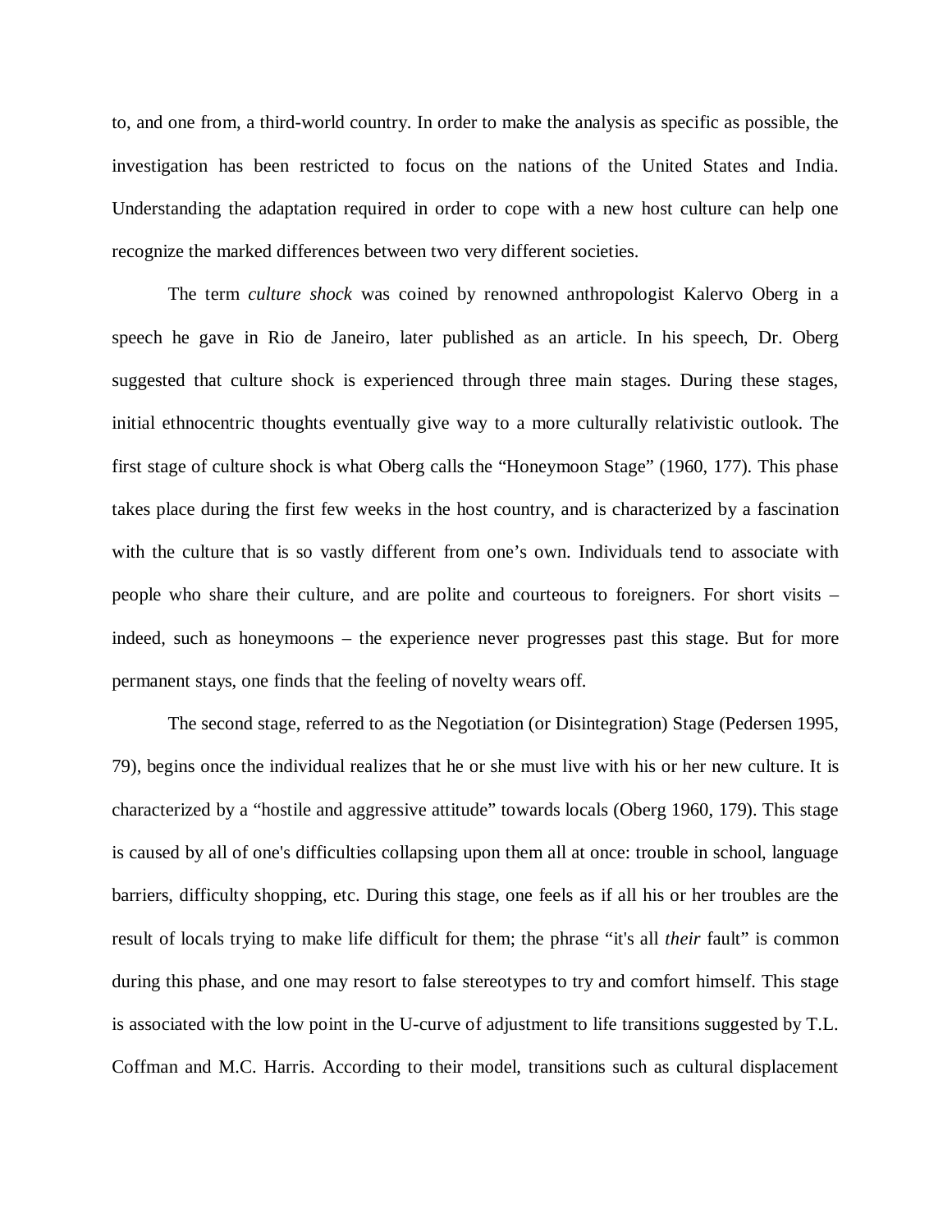to, and one from, a third-world country. In order to make the analysis as specific as possible, the investigation has been restricted to focus on the nations of the United States and India. Understanding the adaptation required in order to cope with a new host culture can help one recognize the marked differences between two very different societies.

The term *culture shock* was coined by renowned anthropologist Kalervo Oberg in a speech he gave in Rio de Janeiro, later published as an article. In his speech, Dr. Oberg suggested that culture shock is experienced through three main stages. During these stages, initial ethnocentric thoughts eventually give way to a more culturally relativistic outlook. The first stage of culture shock is what Oberg calls the "Honeymoon Stage" (1960, 177). This phase takes place during the first few weeks in the host country, and is characterized by a fascination with the culture that is so vastly different from one's own. Individuals tend to associate with people who share their culture, and are polite and courteous to foreigners. For short visits – indeed, such as honeymoons – the experience never progresses past this stage. But for more permanent stays, one finds that the feeling of novelty wears off.

The second stage, referred to as the Negotiation (or Disintegration) Stage (Pedersen 1995, 79), begins once the individual realizes that he or she must live with his or her new culture. It is characterized by a "hostile and aggressive attitude" towards locals (Oberg 1960, 179). This stage is caused by all of one's difficulties collapsing upon them all at once: trouble in school, language barriers, difficulty shopping, etc. During this stage, one feels as if all his or her troubles are the result of locals trying to make life difficult for them; the phrase "it's all *their* fault" is common during this phase, and one may resort to false stereotypes to try and comfort himself. This stage is associated with the low point in the U-curve of adjustment to life transitions suggested by T.L. Coffman and M.C. Harris. According to their model, transitions such as cultural displacement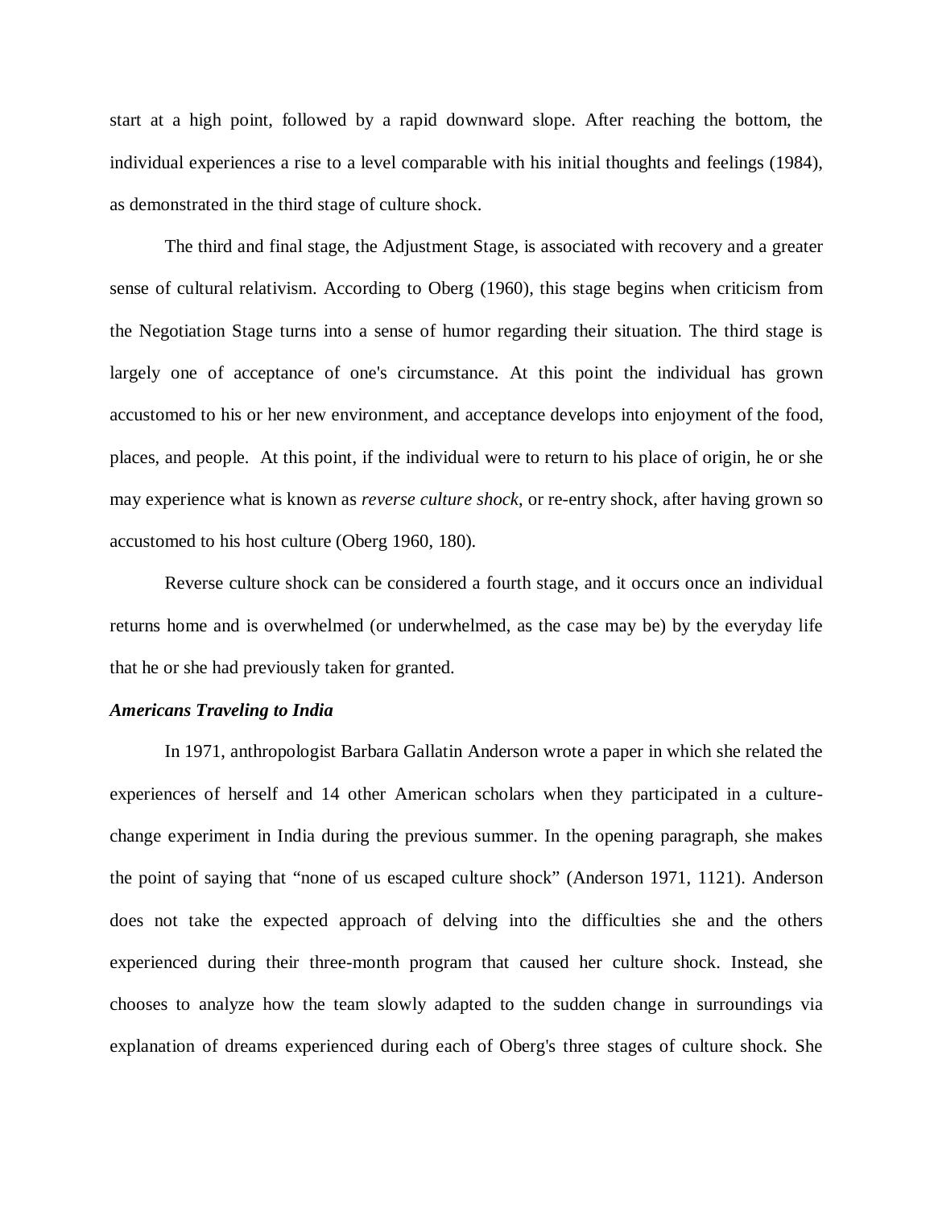start at a high point, followed by a rapid downward slope. After reaching the bottom, the individual experiences a rise to a level comparable with his initial thoughts and feelings (1984), as demonstrated in the third stage of culture shock.

The third and final stage, the Adjustment Stage, is associated with recovery and a greater sense of cultural relativism. According to Oberg (1960), this stage begins when criticism from the Negotiation Stage turns into a sense of humor regarding their situation. The third stage is largely one of acceptance of one's circumstance. At this point the individual has grown accustomed to his or her new environment, and acceptance develops into enjoyment of the food, places, and people. At this point, if the individual were to return to his place of origin, he or she may experience what is known as *reverse culture shock*, or re-entry shock, after having grown so accustomed to his host culture (Oberg 1960, 180).

Reverse culture shock can be considered a fourth stage, and it occurs once an individual returns home and is overwhelmed (or underwhelmed, as the case may be) by the everyday life that he or she had previously taken for granted.

### ***Americans Traveling to India***

In 1971, anthropologist Barbara Gallatin Anderson wrote a paper in which she related the experiences of herself and 14 other American scholars when they participated in a culture-change experiment in India during the previous summer. In the opening paragraph, she makes the point of saying that "none of us escaped culture shock" (Anderson 1971, 1121). Anderson does not take the expected approach of delving into the difficulties she and the others experienced during their three-month program that caused her culture shock. Instead, she chooses to analyze how the team slowly adapted to the sudden change in surroundings via explanation of dreams experienced during each of Oberg's three stages of culture shock. She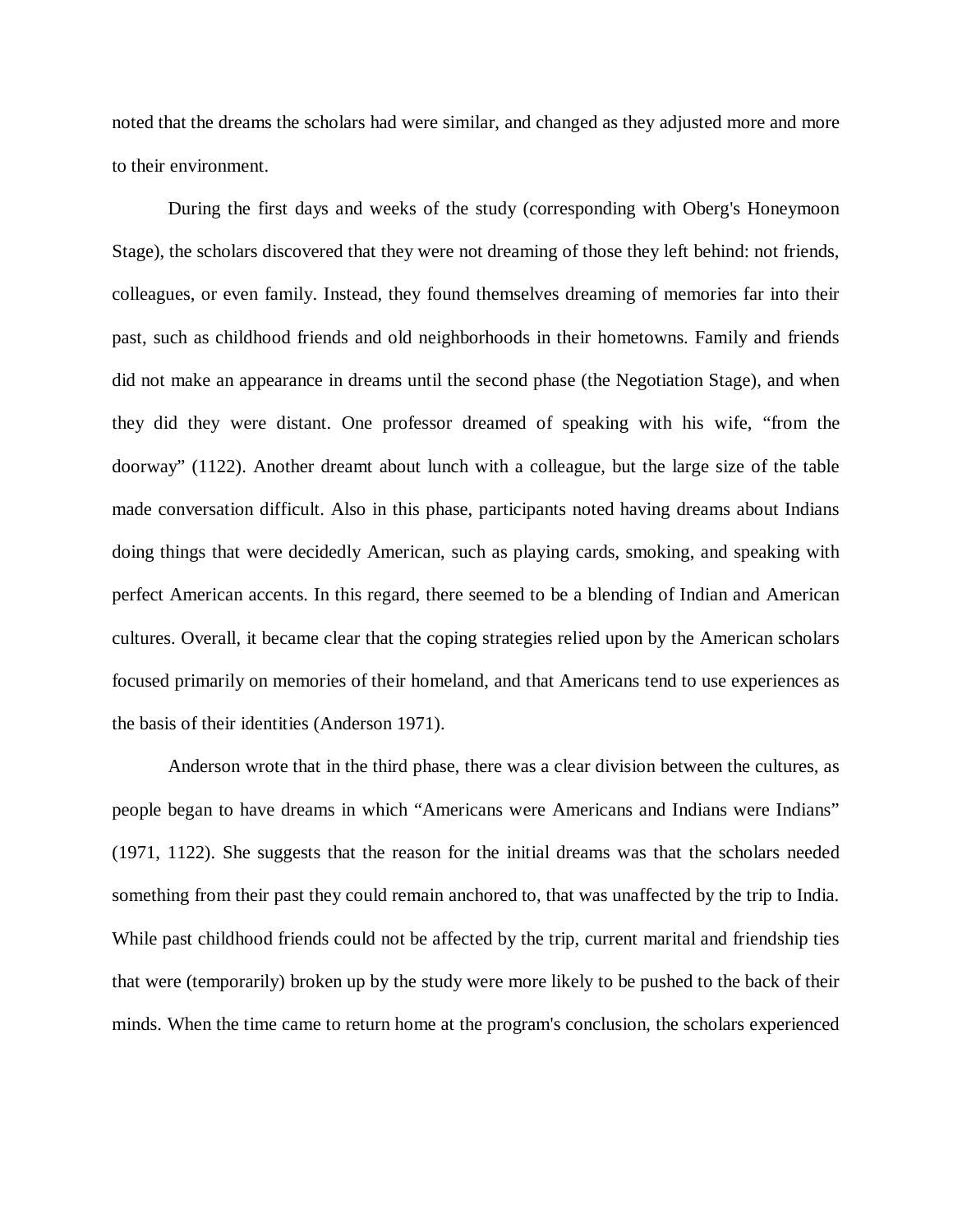noted that the dreams the scholars had were similar, and changed as they adjusted more and more to their environment.

During the first days and weeks of the study (corresponding with Oberg's Honeymoon Stage), the scholars discovered that they were not dreaming of those they left behind: not friends, colleagues, or even family. Instead, they found themselves dreaming of memories far into their past, such as childhood friends and old neighborhoods in their hometowns. Family and friends did not make an appearance in dreams until the second phase (the Negotiation Stage), and when they did they were distant. One professor dreamed of speaking with his wife, "from the doorway" (1122). Another dreamt about lunch with a colleague, but the large size of the table made conversation difficult. Also in this phase, participants noted having dreams about Indians doing things that were decidedly American, such as playing cards, smoking, and speaking with perfect American accents. In this regard, there seemed to be a blending of Indian and American cultures. Overall, it became clear that the coping strategies relied upon by the American scholars focused primarily on memories of their homeland, and that Americans tend to use experiences as the basis of their identities (Anderson 1971).

Anderson wrote that in the third phase, there was a clear division between the cultures, as people began to have dreams in which "Americans were Americans and Indians were Indians" (1971, 1122). She suggests that the reason for the initial dreams was that the scholars needed something from their past they could remain anchored to, that was unaffected by the trip to India. While past childhood friends could not be affected by the trip, current marital and friendship ties that were (temporarily) broken up by the study were more likely to be pushed to the back of their minds. When the time came to return home at the program's conclusion, the scholars experienced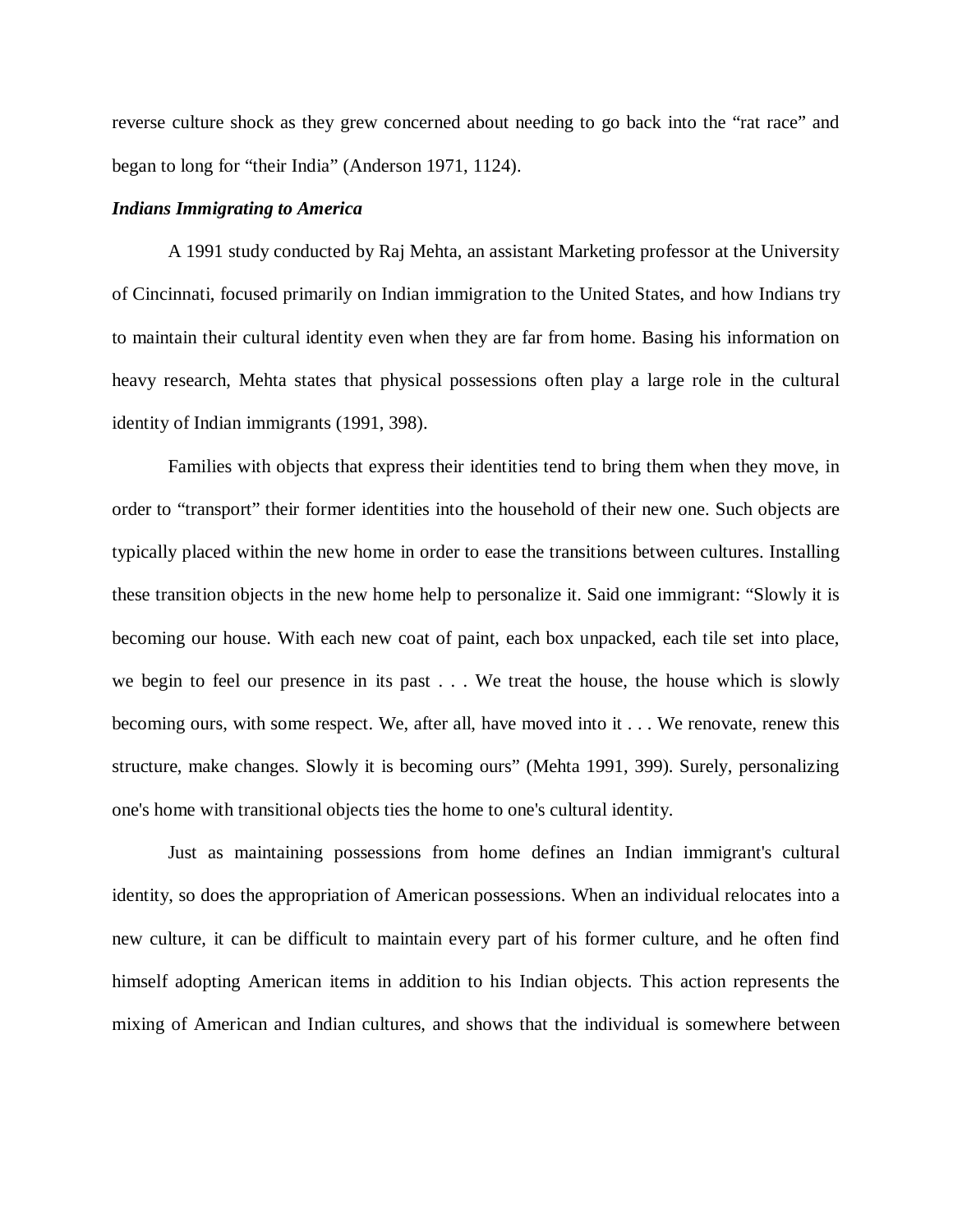reverse culture shock as they grew concerned about needing to go back into the "rat race" and began to long for "their India" (Anderson 1971, 1124).

***Indians Immigrating to America***

A 1991 study conducted by Raj Mehta, an assistant Marketing professor at the University of Cincinnati, focused primarily on Indian immigration to the United States, and how Indians try to maintain their cultural identity even when they are far from home. Basing his information on heavy research, Mehta states that physical possessions often play a large role in the cultural identity of Indian immigrants (1991, 398).

Families with objects that express their identities tend to bring them when they move, in order to "transport" their former identities into the household of their new one. Such objects are typically placed within the new home in order to ease the transitions between cultures. Installing these transition objects in the new home help to personalize it. Said one immigrant: "Slowly it is becoming our house. With each new coat of paint, each box unpacked, each tile set into place, we begin to feel our presence in its past . . . We treat the house, the house which is slowly becoming ours, with some respect. We, after all, have moved into it . . . We renovate, renew this structure, make changes. Slowly it is becoming ours" (Mehta 1991, 399). Surely, personalizing one's home with transitional objects ties the home to one's cultural identity.

Just as maintaining possessions from home defines an Indian immigrant's cultural identity, so does the appropriation of American possessions. When an individual relocates into a new culture, it can be difficult to maintain every part of his former culture, and he often find himself adopting American items in addition to his Indian objects. This action represents the mixing of American and Indian cultures, and shows that the individual is somewhere between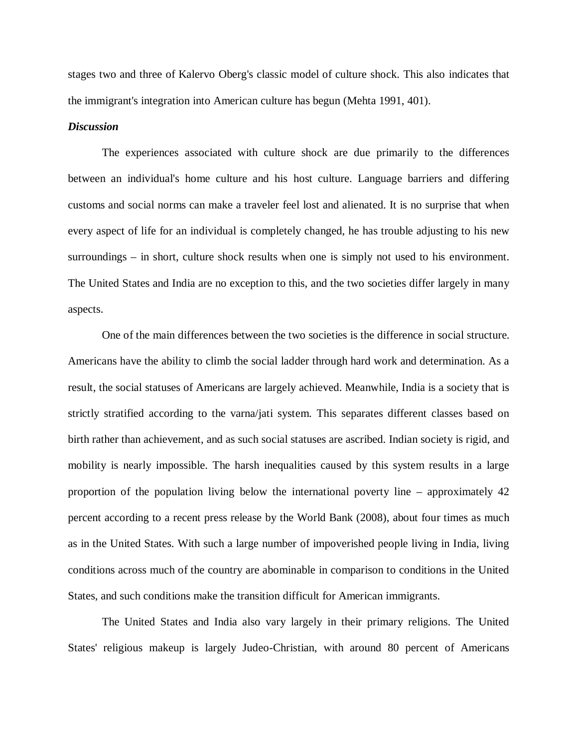stages two and three of Kalervo Oberg's classic model of culture shock. This also indicates that the immigrant's integration into American culture has begun (Mehta 1991, 401).

***Discussion***

The experiences associated with culture shock are due primarily to the differences between an individual's home culture and his host culture. Language barriers and differing customs and social norms can make a traveler feel lost and alienated. It is no surprise that when every aspect of life for an individual is completely changed, he has trouble adjusting to his new surroundings – in short, culture shock results when one is simply not used to his environment. The United States and India are no exception to this, and the two societies differ largely in many aspects.

One of the main differences between the two societies is the difference in social structure. Americans have the ability to climb the social ladder through hard work and determination. As a result, the social statuses of Americans are largely achieved. Meanwhile, India is a society that is strictly stratified according to the varna/jati system. This separates different classes based on birth rather than achievement, and as such social statuses are ascribed. Indian society is rigid, and mobility is nearly impossible. The harsh inequalities caused by this system results in a large proportion of the population living below the international poverty line – approximately 42 percent according to a recent press release by the World Bank (2008), about four times as much as in the United States. With such a large number of impoverished people living in India, living conditions across much of the country are abominable in comparison to conditions in the United States, and such conditions make the transition difficult for American immigrants.

The United States and India also vary largely in their primary religions. The United States' religious makeup is largely Judeo-Christian, with around 80 percent of Americans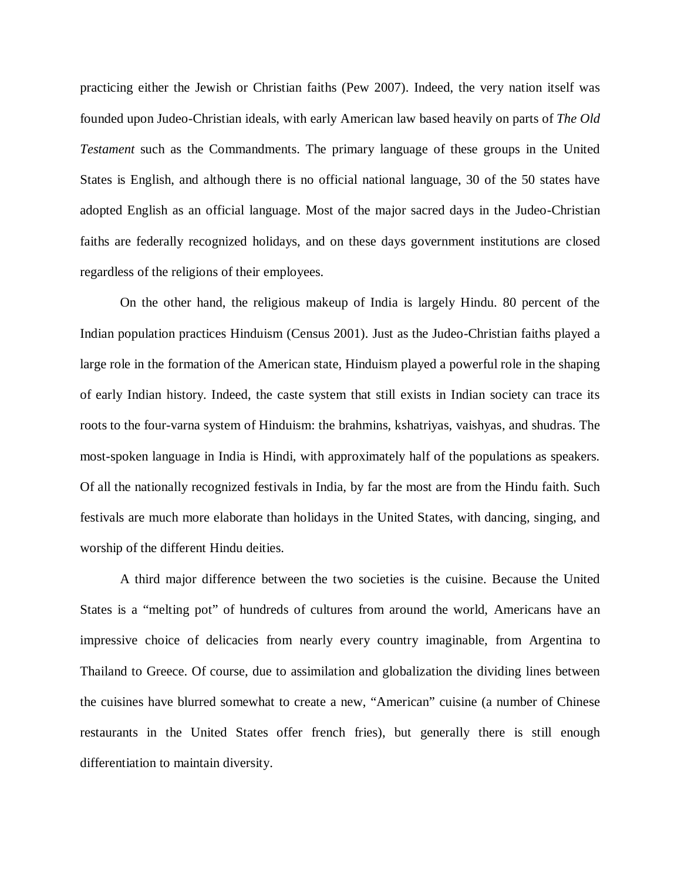practicing either the Jewish or Christian faiths (Pew 2007). Indeed, the very nation itself was founded upon Judeo-Christian ideals, with early American law based heavily on parts of *The Old Testament* such as the Commandments. The primary language of these groups in the United States is English, and although there is no official national language, 30 of the 50 states have adopted English as an official language. Most of the major sacred days in the Judeo-Christian faiths are federally recognized holidays, and on these days government institutions are closed regardless of the religions of their employees.

On the other hand, the religious makeup of India is largely Hindu. 80 percent of the Indian population practices Hinduism (Census 2001). Just as the Judeo-Christian faiths played a large role in the formation of the American state, Hinduism played a powerful role in the shaping of early Indian history. Indeed, the caste system that still exists in Indian society can trace its roots to the four-varna system of Hinduism: the brahmins, kshatriyas, vaishyas, and shudras. The most-spoken language in India is Hindi, with approximately half of the populations as speakers. Of all the nationally recognized festivals in India, by far the most are from the Hindu faith. Such festivals are much more elaborate than holidays in the United States, with dancing, singing, and worship of the different Hindu deities.

A third major difference between the two societies is the cuisine. Because the United States is a "melting pot" of hundreds of cultures from around the world, Americans have an impressive choice of delicacies from nearly every country imaginable, from Argentina to Thailand to Greece. Of course, due to assimilation and globalization the dividing lines between the cuisines have blurred somewhat to create a new, "American" cuisine (a number of Chinese restaurants in the United States offer french fries), but generally there is still enough differentiation to maintain diversity.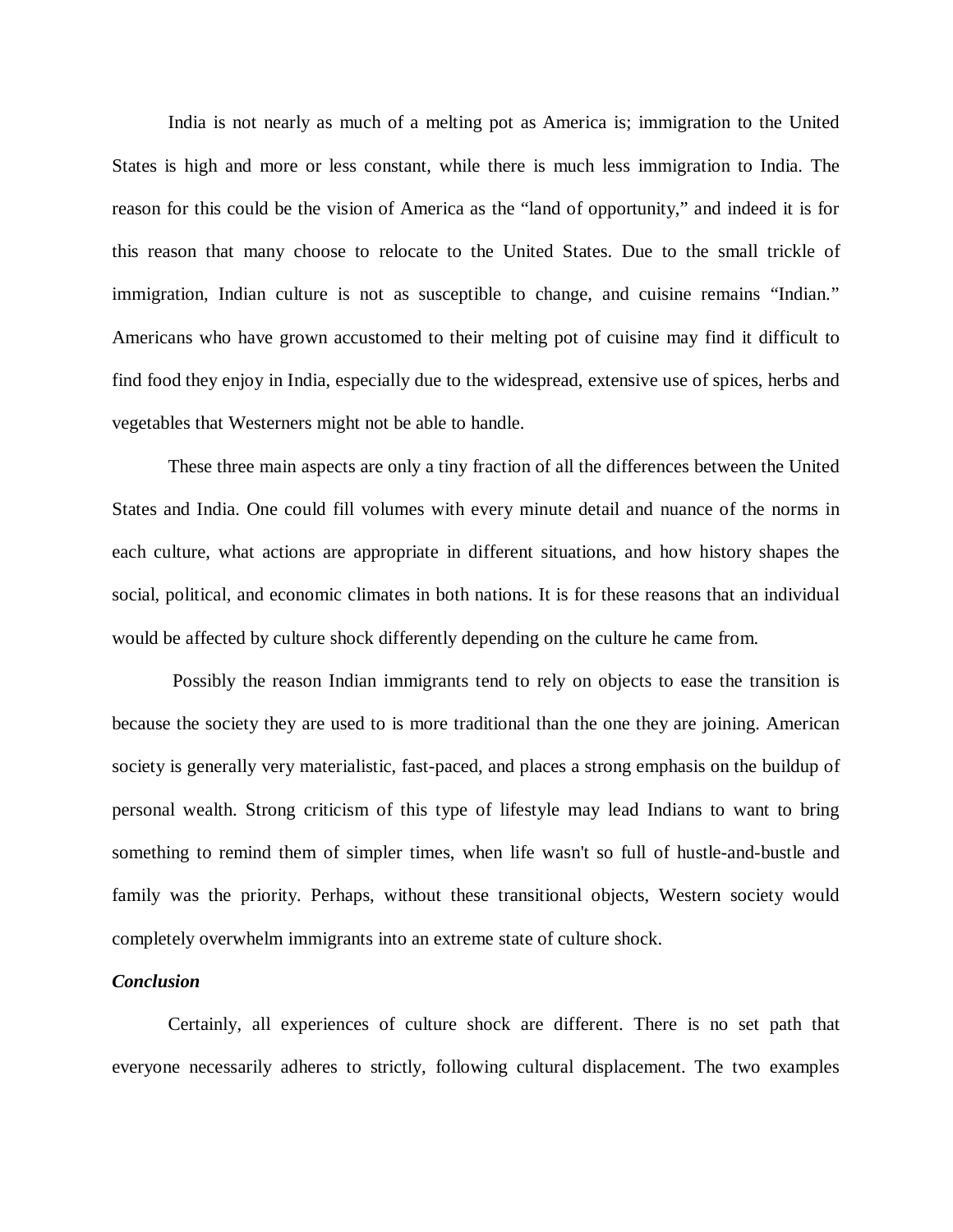India is not nearly as much of a melting pot as America is; immigration to the United States is high and more or less constant, while there is much less immigration to India. The reason for this could be the vision of America as the "land of opportunity," and indeed it is for this reason that many choose to relocate to the United States. Due to the small trickle of immigration, Indian culture is not as susceptible to change, and cuisine remains "Indian." Americans who have grown accustomed to their melting pot of cuisine may find it difficult to find food they enjoy in India, especially due to the widespread, extensive use of spices, herbs and vegetables that Westerners might not be able to handle.

These three main aspects are only a tiny fraction of all the differences between the United States and India. One could fill volumes with every minute detail and nuance of the norms in each culture, what actions are appropriate in different situations, and how history shapes the social, political, and economic climates in both nations. It is for these reasons that an individual would be affected by culture shock differently depending on the culture he came from.

Possibly the reason Indian immigrants tend to rely on objects to ease the transition is because the society they are used to is more traditional than the one they are joining. American society is generally very materialistic, fast-paced, and places a strong emphasis on the buildup of personal wealth. Strong criticism of this type of lifestyle may lead Indians to want to bring something to remind them of simpler times, when life wasn't so full of hustle-and-bustle and family was the priority. Perhaps, without these transitional objects, Western society would completely overwhelm immigrants into an extreme state of culture shock.

***Conclusion***

Certainly, all experiences of culture shock are different. There is no set path that everyone necessarily adheres to strictly, following cultural displacement. The two examples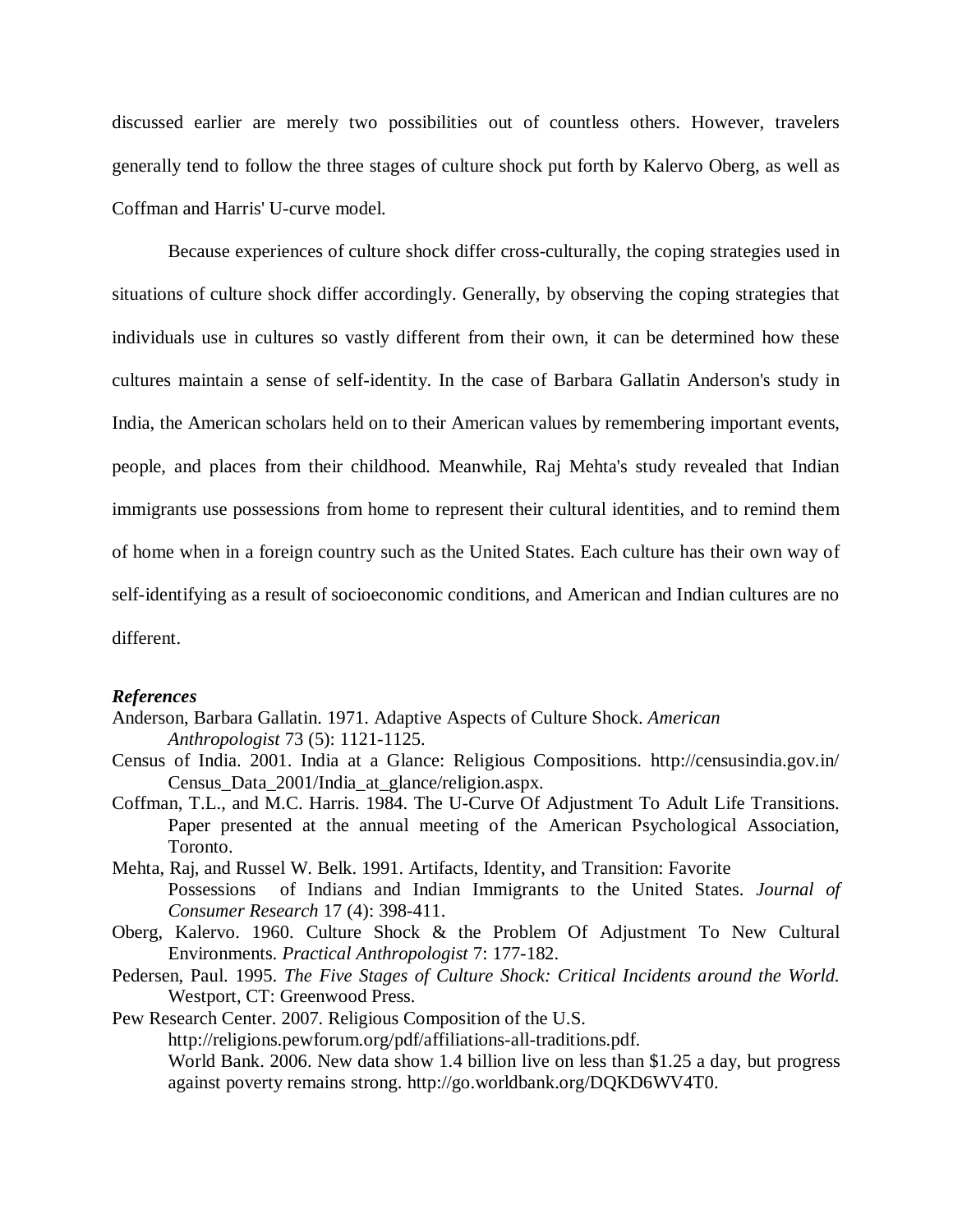discussed earlier are merely two possibilities out of countless others. However, travelers generally tend to follow the three stages of culture shock put forth by Kalervo Oberg, as well as Coffman and Harris' U-curve model.

Because experiences of culture shock differ cross-culturally, the coping strategies used in situations of culture shock differ accordingly. Generally, by observing the coping strategies that individuals use in cultures so vastly different from their own, it can be determined how these cultures maintain a sense of self-identity. In the case of Barbara Gallatin Anderson's study in India, the American scholars held on to their American values by remembering important events, people, and places from their childhood. Meanwhile, Raj Mehta's study revealed that Indian immigrants use possessions from home to represent their cultural identities, and to remind them of home when in a foreign country such as the United States. Each culture has their own way of self-identifying as a result of socioeconomic conditions, and American and Indian cultures are no different.

***References***

Anderson, Barbara Gallatin. 1971. Adaptive Aspects of Culture Shock. *American Anthropologist* 73 (5): 1121-1125.

Census of India. 2001. India at a Glance: Religious Compositions. http://censusindia.gov.in/Census_Data_2001/India_at_glance/religion.aspx.

Coffman, T.L., and M.C. Harris. 1984. The U-Curve Of Adjustment To Adult Life Transitions. Paper presented at the annual meeting of the American Psychological Association, Toronto.

Mehta, Raj, and Russel W. Belk. 1991. Artifacts, Identity, and Transition: Favorite Possessions of Indians and Indian Immigrants to the United States. *Journal of Consumer Research* 17 (4): 398-411.

Oberg, Kalervo. 1960. Culture Shock & the Problem Of Adjustment To New Cultural Environments. *Practical Anthropologist* 7: 177-182.

Pedersen, Paul. 1995. *The Five Stages of Culture Shock: Critical Incidents around the World.* Westport, CT: Greenwood Press.

Pew Research Center. 2007. Religious Composition of the U.S. http://religions.pewforum.org/pdf/affiliations-all-traditions.pdf.

World Bank. 2006. New data show 1.4 billion live on less than $1.25 a day, but progress against poverty remains strong. http://go.worldbank.org/DQKD6WV4T0.